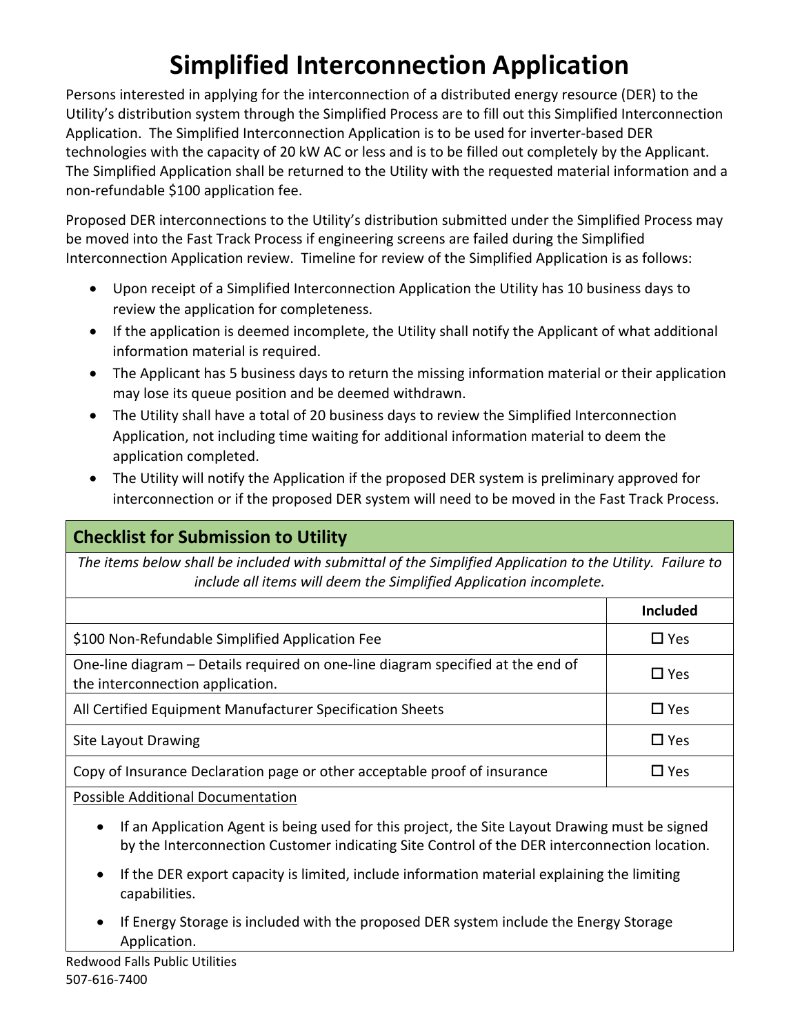# Simplified Interconnection Application

Persons interested in applying for the interconnection of a distributed energy resource (DER) to the Utility's distribution system through the Simplified Process are to fill out this Simplified Interconnection Application. The Simplified Interconnection Application is to be used for inverter-based DER technologies with the capacity of 20 kW AC or less and is to be filled out completely by the Applicant. The Simplified Application shall be returned to the Utility with the requested material information and a non-refundable $100 application fee.

Proposed DER interconnections to the Utility's distribution submitted under the Simplified Process may be moved into the Fast Track Process if engineering screens are failed during the Simplified Interconnection Application review. Timeline for review of the Simplified Application is as follows:

- Upon receipt of a Simplified Interconnection Application the Utility has 10 business days to review the application for completeness.
- If the application is deemed incomplete, the Utility shall notify the Applicant of what additional information material is required.
- The Applicant has 5 business days to return the missing information material or their application may lose its queue position and be deemed withdrawn.
- The Utility shall have a total of 20 business days to review the Simplified Interconnection Application, not including time waiting for additional information material to deem the application completed.
- The Utility will notify the Application if the proposed DER system is preliminary approved for interconnection or if the proposed DER system will need to be moved in the Fast Track Process.

## Checklist for Submission to Utility

*The items below shall be included with submittal of the Simplified Application to the Utility. Failure to include all items will deem the Simplified Application incomplete.*

| | **Included** |
|---|---|
| $100 Non-Refundable Simplified Application Fee | ☐ Yes |
| One-line diagram – Details required on one-line diagram specified at the end of the interconnection application. | ☐ Yes |
| All Certified Equipment Manufacturer Specification Sheets | ☐ Yes |
| Site Layout Drawing | ☐ Yes |
| Copy of Insurance Declaration page or other acceptable proof of insurance | ☐ Yes |

<u>Possible Additional Documentation</u>

- If an Application Agent is being used for this project, the Site Layout Drawing must be signed by the Interconnection Customer indicating Site Control of the DER interconnection location.
- If the DER export capacity is limited, include information material explaining the limiting capabilities.
- If Energy Storage is included with the proposed DER system include the Energy Storage Application.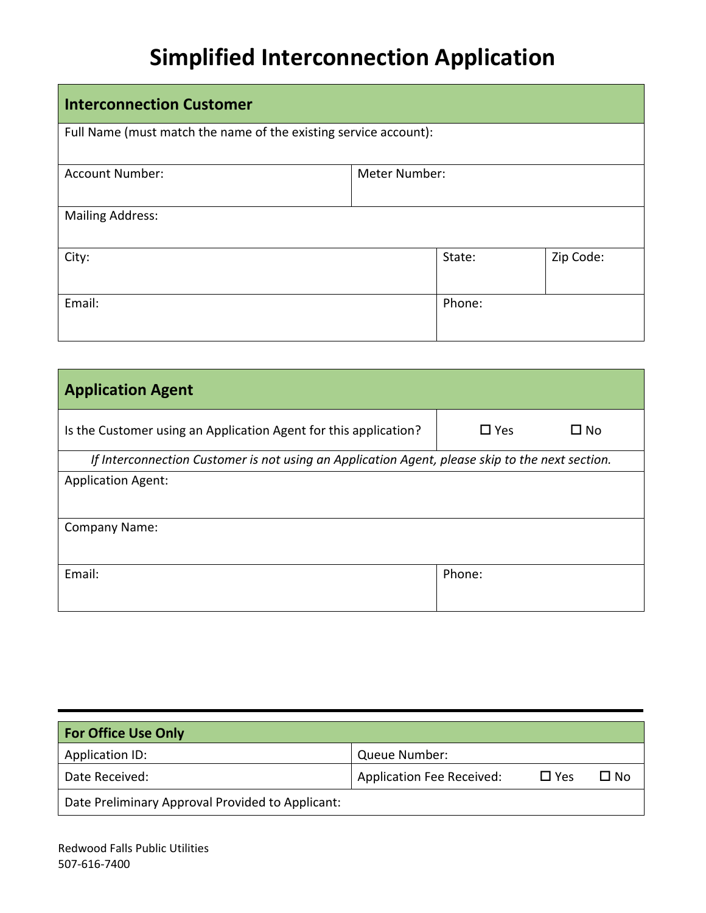# Simplified Interconnection Application

| **Interconnection Customer** | | | |
|---|---|---|---|
| Full Name (must match the name of the existing service account): | | | |
| Account Number: | Meter Number: | | |
| Mailing Address: | | | |
| City: | | State: | Zip Code: |
| Email: | | Phone: | |

| **Application Agent** | | |
|---|---|---|
| Is the Customer using an Application Agent for this application? | ☐ Yes | ☐ No |
| *If Interconnection Customer is not using an Application Agent, please skip to the next section.* | | |
| Application Agent: | | |
| Company Name: | | |
| Email: | Phone: | |

| **For Office Use Only** | | | |
|---|---|---|---|
| Application ID: | Queue Number: | | |
| Date Received: | Application Fee Received: | ☐ Yes | ☐ No |
| Date Preliminary Approval Provided to Applicant: | | | |

Redwood Falls Public Utilities
507-616-7400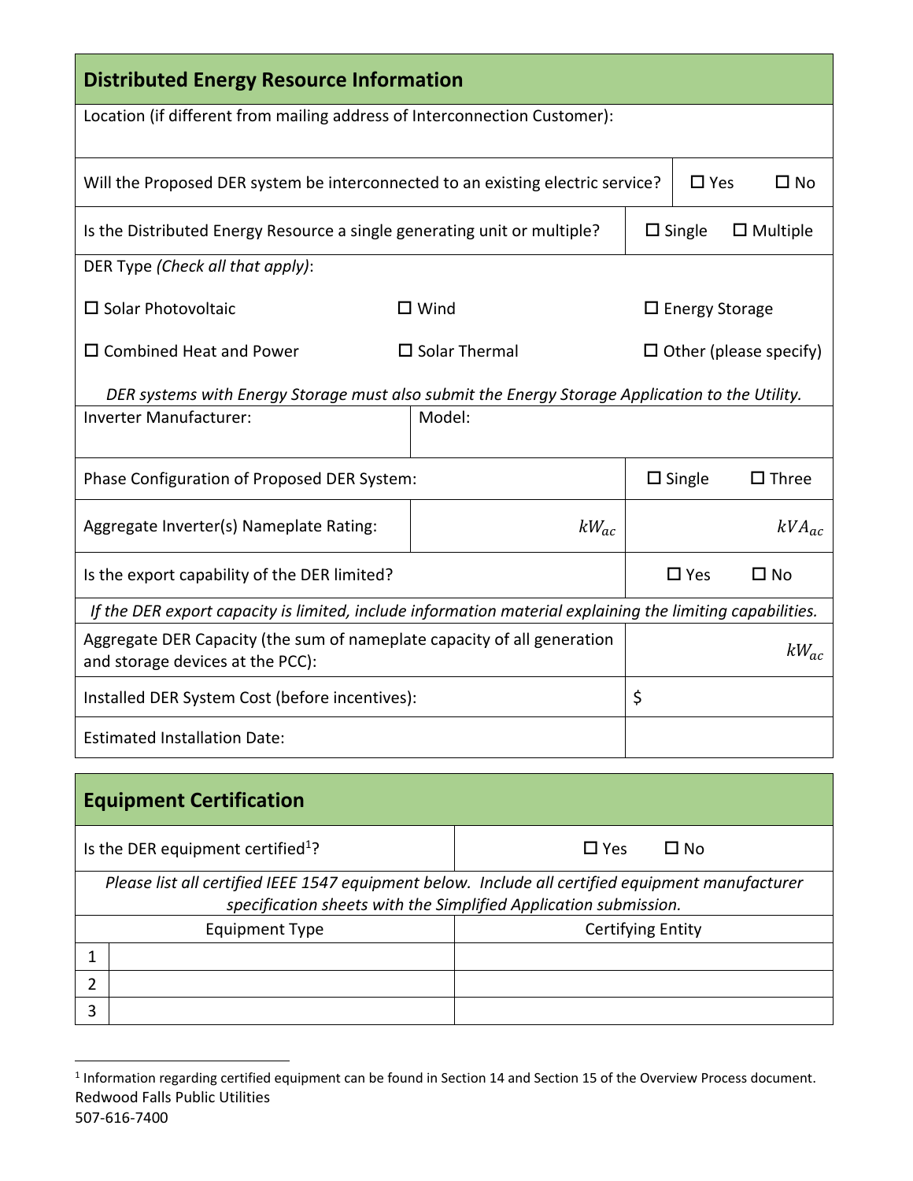## Distributed Energy Resource Information

| | | |
|---|---|---|
| Location (if different from mailing address of Interconnection Customer): | | |
| Will the Proposed DER system be interconnected to an existing electric service? | | ☐ Yes ☐ No |
| Is the Distributed Energy Resource a single generating unit or multiple? | | ☐ Single ☐ Multiple |

DER Type *(Check all that apply)*:

| | | |
|---|---|---|
| ☐ Solar Photovoltaic | ☐ Wind | ☐ Energy Storage |
| ☐ Combined Heat and Power | ☐ Solar Thermal | ☐ Other (please specify) |

*DER systems with Energy Storage must also submit the Energy Storage Application to the Utility.*

| | | |
|---|---|---|
| Inverter Manufacturer: | Model: | |
| Phase Configuration of Proposed DER System: | | ☐ Single ☐ Three |
| Aggregate Inverter(s) Nameplate Rating: | $kW_{ac}$ | $kVA_{ac}$ |
| Is the export capability of the DER limited? | | ☐ Yes ☐ No |

*If the DER export capacity is limited, include information material explaining the limiting capabilities.*

| | |
|---|---|
| Aggregate DER Capacity (the sum of nameplate capacity of all generation and storage devices at the PCC): | $kW_{ac}$ |
| Installed DER System Cost (before incentives): | $ |
| Estimated Installation Date: | |

## Equipment Certification

| | |
|---|---|
| Is the DER equipment certified[1]? | ☐ Yes ☐ No |

*Please list all certified IEEE 1547 equipment below. Include all certified equipment manufacturer specification sheets with the Simplified Application submission.*

| | Equipment Type | Certifying Entity |
|---|---|---|
| 1 | | |
| 2 | | |
| 3 | | |

[1] Information regarding certified equipment can be found in Section 14 and Section 15 of the Overview Process document.

Redwood Falls Public Utilities
507-616-7400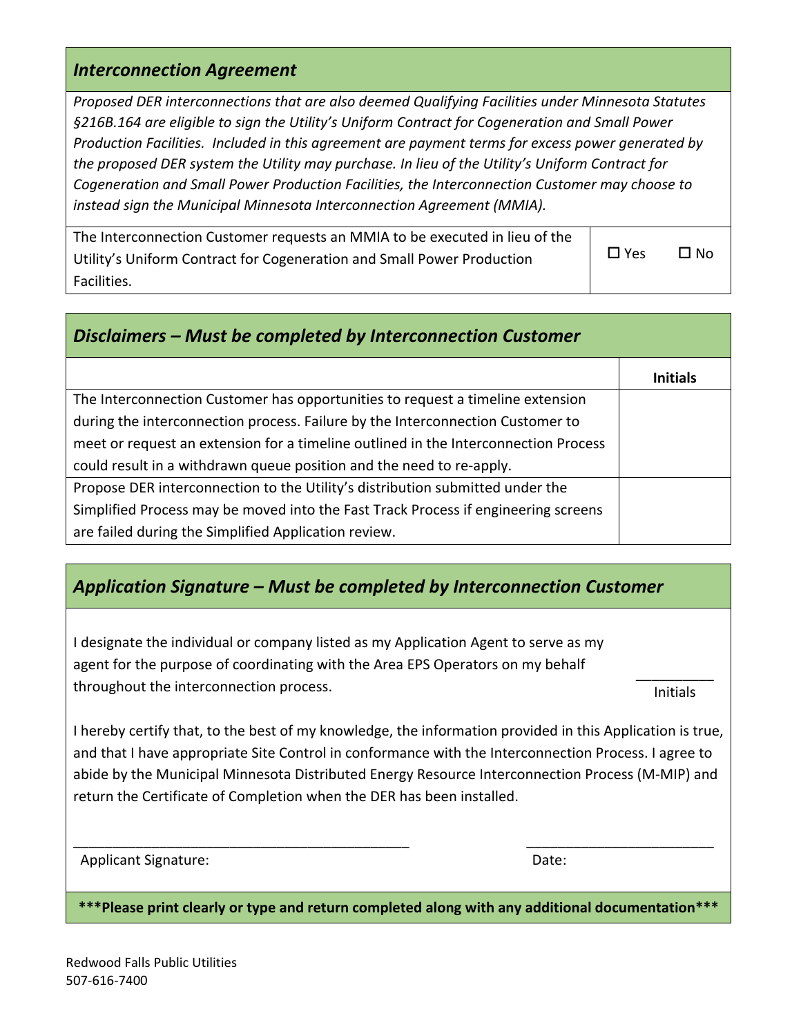## *Interconnection Agreement*

*Proposed DER interconnections that are also deemed Qualifying Facilities under Minnesota Statutes §216B.164 are eligible to sign the Utility's Uniform Contract for Cogeneration and Small Power Production Facilities. Included in this agreement are payment terms for excess power generated by the proposed DER system the Utility may purchase. In lieu of the Utility's Uniform Contract for Cogeneration and Small Power Production Facilities, the Interconnection Customer may choose to instead sign the Municipal Minnesota Interconnection Agreement (MMIA).*

| | |
|---|---|
| The Interconnection Customer requests an MMIA to be executed in lieu of the Utility's Uniform Contract for Cogeneration and Small Power Production Facilities. | ☐ Yes ☐ No |

## *Disclaimers – Must be completed by Interconnection Customer*

| | **Initials** |
|---|---|
| The Interconnection Customer has opportunities to request a timeline extension during the interconnection process. Failure by the Interconnection Customer to meet or request an extension for a timeline outlined in the Interconnection Process could result in a withdrawn queue position and the need to re-apply. | |
| Propose DER interconnection to the Utility's distribution submitted under the Simplified Process may be moved into the Fast Track Process if engineering screens are failed during the Simplified Application review. | |

## *Application Signature – Must be completed by Interconnection Customer*

I designate the individual or company listed as my Application Agent to serve as my agent for the purpose of coordinating with the Area EPS Operators on my behalf throughout the interconnection process.

__________
Initials

I hereby certify that, to the best of my knowledge, the information provided in this Application is true, and that I have appropriate Site Control in conformance with the Interconnection Process. I agree to abide by the Municipal Minnesota Distributed Energy Resource Interconnection Process (M-MIP) and return the Certificate of Completion when the DER has been installed.

_____________________________________________ _________________________

Applicant Signature: Date:

**\*\*\*Please print clearly or type and return completed along with any additional documentation\*\*\***

Redwood Falls Public Utilities
507-616-7400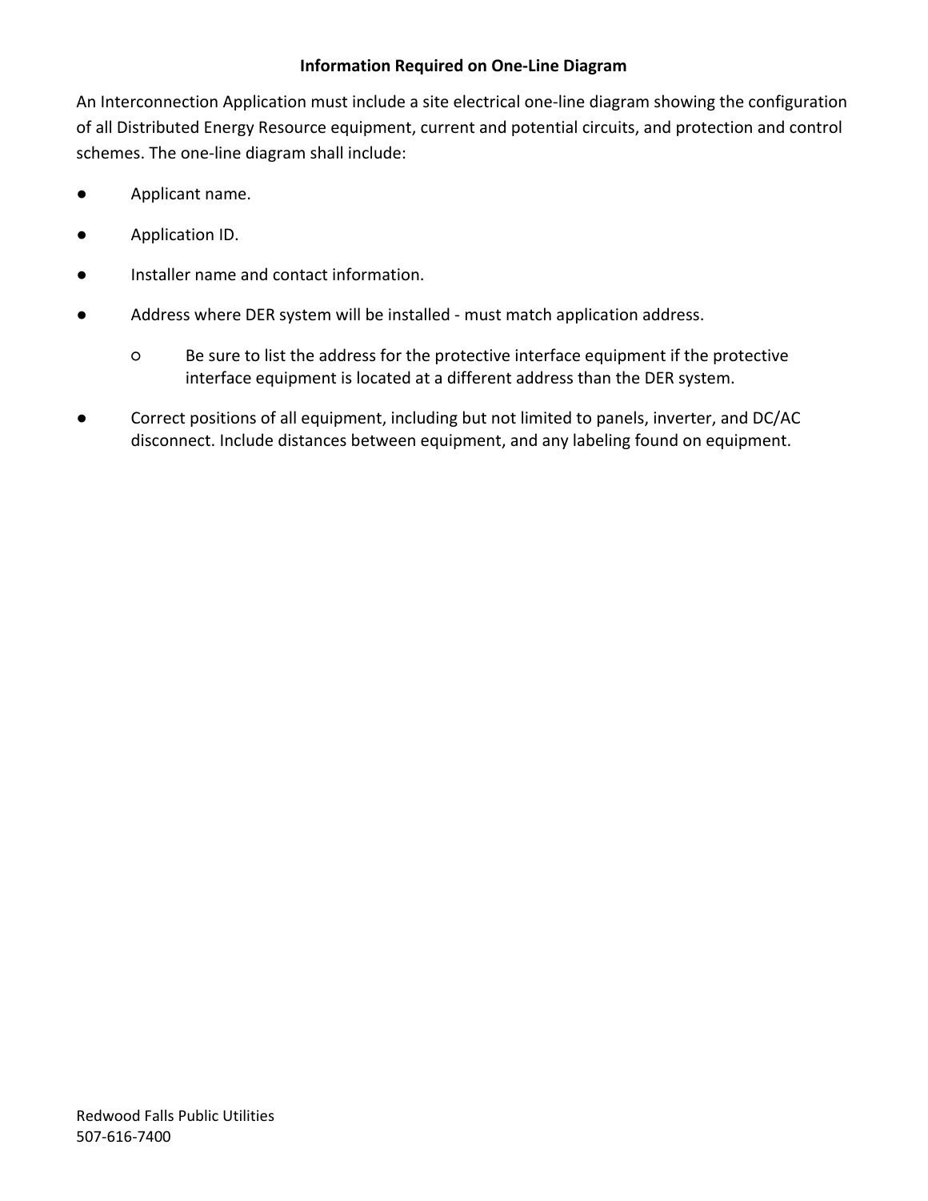## Information Required on One-Line Diagram

An Interconnection Application must include a site electrical one-line diagram showing the configuration of all Distributed Energy Resource equipment, current and potential circuits, and protection and control schemes. The one-line diagram shall include:

- Applicant name.
- Application ID.
- Installer name and contact information.
- Address where DER system will be installed - must match application address.
  - Be sure to list the address for the protective interface equipment if the protective interface equipment is located at a different address than the DER system.
- Correct positions of all equipment, including but not limited to panels, inverter, and DC/AC disconnect. Include distances between equipment, and any labeling found on equipment.

Redwood Falls Public Utilities
507-616-7400